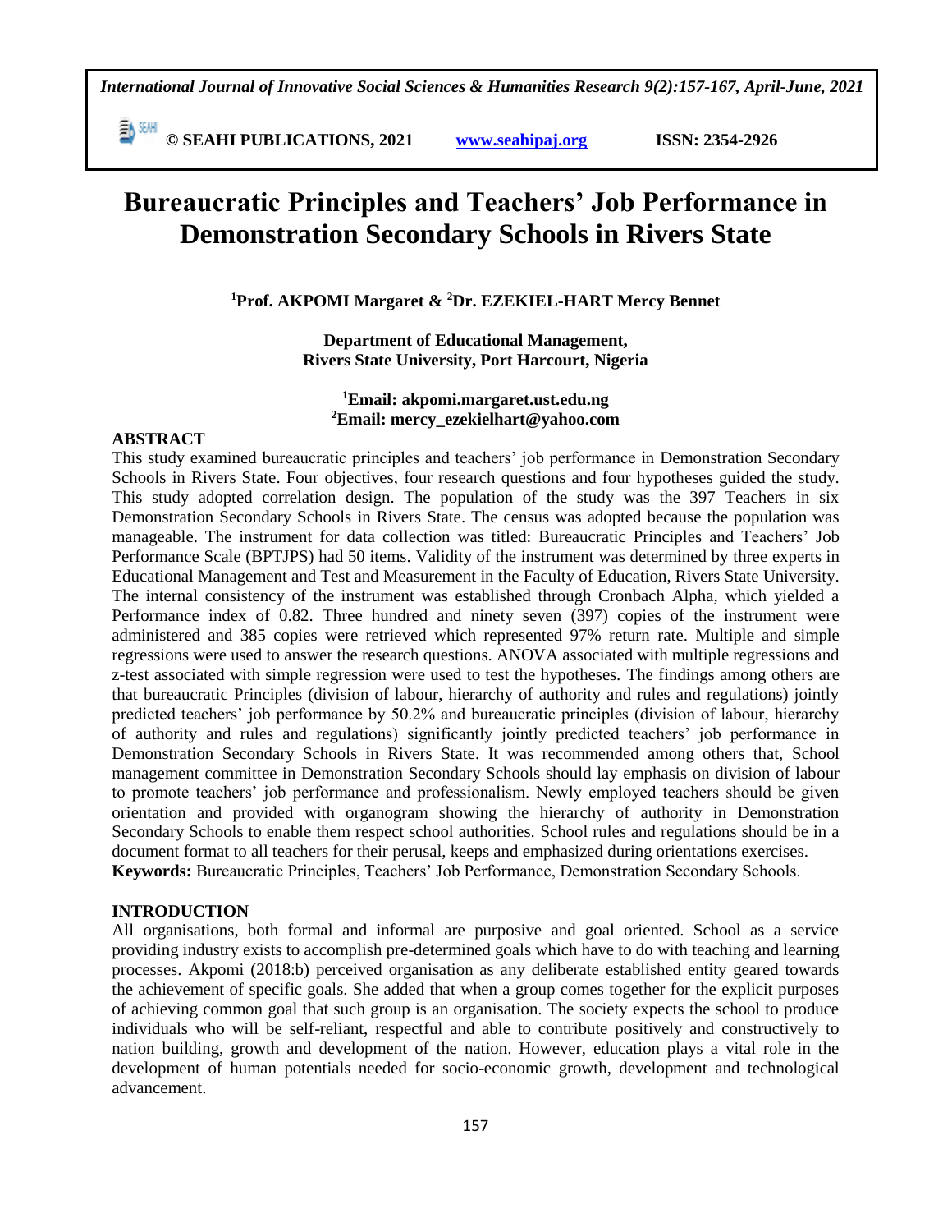# Bureaucratic Principles and Teachers' Job Performance in Demonstration Secondary Schools in Rivers State

**[1]Prof. AKPOMI Margaret & [2]Dr. EZEKIEL-HART Mercy Bennet**

**Department of Educational Management,**
**Rivers State University, Port Harcourt, Nigeria**

**[1]Email: akpomi.margaret.ust.edu.ng**
**[2]Email: mercy_ezekielhart@yahoo.com**

## ABSTRACT

This study examined bureaucratic principles and teachers' job performance in Demonstration Secondary Schools in Rivers State. Four objectives, four research questions and four hypotheses guided the study. This study adopted correlation design. The population of the study was the 397 Teachers in six Demonstration Secondary Schools in Rivers State. The census was adopted because the population was manageable. The instrument for data collection was titled: Bureaucratic Principles and Teachers' Job Performance Scale (BPTJPS) had 50 items. Validity of the instrument was determined by three experts in Educational Management and Test and Measurement in the Faculty of Education, Rivers State University. The internal consistency of the instrument was established through Cronbach Alpha, which yielded a Performance index of 0.82. Three hundred and ninety seven (397) copies of the instrument were administered and 385 copies were retrieved which represented 97% return rate. Multiple and simple regressions were used to answer the research questions. ANOVA associated with multiple regressions and z-test associated with simple regression were used to test the hypotheses. The findings among others are that bureaucratic Principles (division of labour, hierarchy of authority and rules and regulations) jointly predicted teachers' job performance by 50.2% and bureaucratic principles (division of labour, hierarchy of authority and rules and regulations) significantly jointly predicted teachers' job performance in Demonstration Secondary Schools in Rivers State. It was recommended among others that, School management committee in Demonstration Secondary Schools should lay emphasis on division of labour to promote teachers' job performance and professionalism. Newly employed teachers should be given orientation and provided with organogram showing the hierarchy of authority in Demonstration Secondary Schools to enable them respect school authorities. School rules and regulations should be in a document format to all teachers for their perusal, keeps and emphasized during orientations exercises.

**Keywords:** Bureaucratic Principles, Teachers' Job Performance, Demonstration Secondary Schools.

## INTRODUCTION

All organisations, both formal and informal are purposive and goal oriented. School as a service providing industry exists to accomplish pre-determined goals which have to do with teaching and learning processes. Akpomi (2018:b) perceived organisation as any deliberate established entity geared towards the achievement of specific goals. She added that when a group comes together for the explicit purposes of achieving common goal that such group is an organisation. The society expects the school to produce individuals who will be self-reliant, respectful and able to contribute positively and constructively to nation building, growth and development of the nation. However, education plays a vital role in the development of human potentials needed for socio-economic growth, development and technological advancement.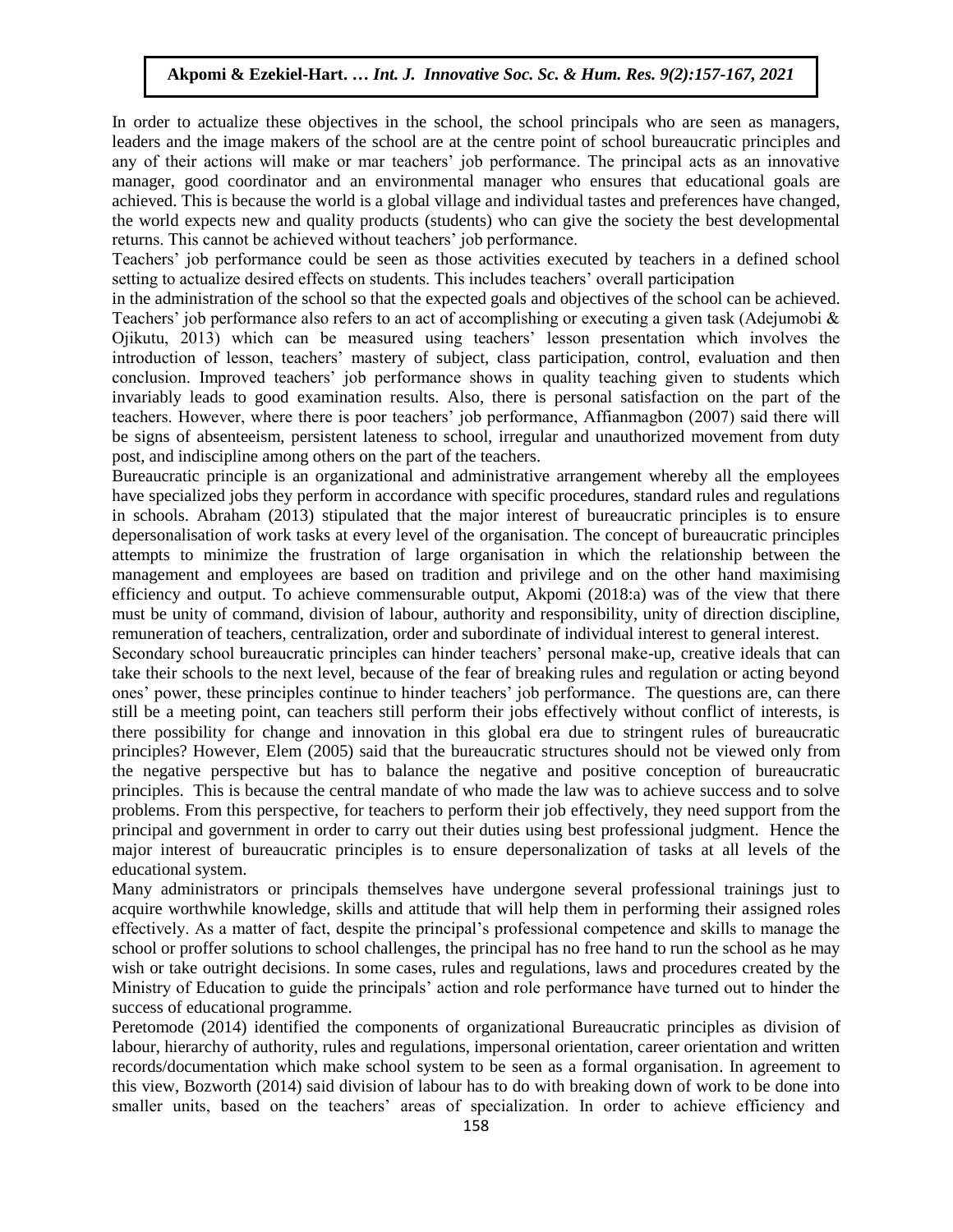In order to actualize these objectives in the school, the school principals who are seen as managers, leaders and the image makers of the school are at the centre point of school bureaucratic principles and any of their actions will make or mar teachers' job performance. The principal acts as an innovative manager, good coordinator and an environmental manager who ensures that educational goals are achieved. This is because the world is a global village and individual tastes and preferences have changed, the world expects new and quality products (students) who can give the society the best developmental returns. This cannot be achieved without teachers' job performance.

Teachers' job performance could be seen as those activities executed by teachers in a defined school setting to actualize desired effects on students. This includes teachers' overall participation in the administration of the school so that the expected goals and objectives of the school can be achieved. Teachers' job performance also refers to an act of accomplishing or executing a given task (Adejumobi & Ojikutu, 2013) which can be measured using teachers' lesson presentation which involves the introduction of lesson, teachers' mastery of subject, class participation, control, evaluation and then conclusion. Improved teachers' job performance shows in quality teaching given to students which invariably leads to good examination results. Also, there is personal satisfaction on the part of the teachers. However, where there is poor teachers' job performance, Affianmagbon (2007) said there will be signs of absenteeism, persistent lateness to school, irregular and unauthorized movement from duty post, and indiscipline among others on the part of the teachers.

Bureaucratic principle is an organizational and administrative arrangement whereby all the employees have specialized jobs they perform in accordance with specific procedures, standard rules and regulations in schools. Abraham (2013) stipulated that the major interest of bureaucratic principles is to ensure depersonalisation of work tasks at every level of the organisation. The concept of bureaucratic principles attempts to minimize the frustration of large organisation in which the relationship between the management and employees are based on tradition and privilege and on the other hand maximising efficiency and output. To achieve commensurable output, Akpomi (2018:a) was of the view that there must be unity of command, division of labour, authority and responsibility, unity of direction discipline, remuneration of teachers, centralization, order and subordinate of individual interest to general interest.

Secondary school bureaucratic principles can hinder teachers' personal make-up, creative ideals that can take their schools to the next level, because of the fear of breaking rules and regulation or acting beyond ones' power, these principles continue to hinder teachers' job performance. The questions are, can there still be a meeting point, can teachers still perform their jobs effectively without conflict of interests, is there possibility for change and innovation in this global era due to stringent rules of bureaucratic principles? However, Elem (2005) said that the bureaucratic structures should not be viewed only from the negative perspective but has to balance the negative and positive conception of bureaucratic principles. This is because the central mandate of who made the law was to achieve success and to solve problems. From this perspective, for teachers to perform their job effectively, they need support from the principal and government in order to carry out their duties using best professional judgment. Hence the major interest of bureaucratic principles is to ensure depersonalization of tasks at all levels of the educational system.

Many administrators or principals themselves have undergone several professional trainings just to acquire worthwhile knowledge, skills and attitude that will help them in performing their assigned roles effectively. As a matter of fact, despite the principal's professional competence and skills to manage the school or proffer solutions to school challenges, the principal has no free hand to run the school as he may wish or take outright decisions. In some cases, rules and regulations, laws and procedures created by the Ministry of Education to guide the principals' action and role performance have turned out to hinder the success of educational programme.

Peretomode (2014) identified the components of organizational Bureaucratic principles as division of labour, hierarchy of authority, rules and regulations, impersonal orientation, career orientation and written records/documentation which make school system to be seen as a formal organisation. In agreement to this view, Bozworth (2014) said division of labour has to do with breaking down of work to be done into smaller units, based on the teachers' areas of specialization. In order to achieve efficiency and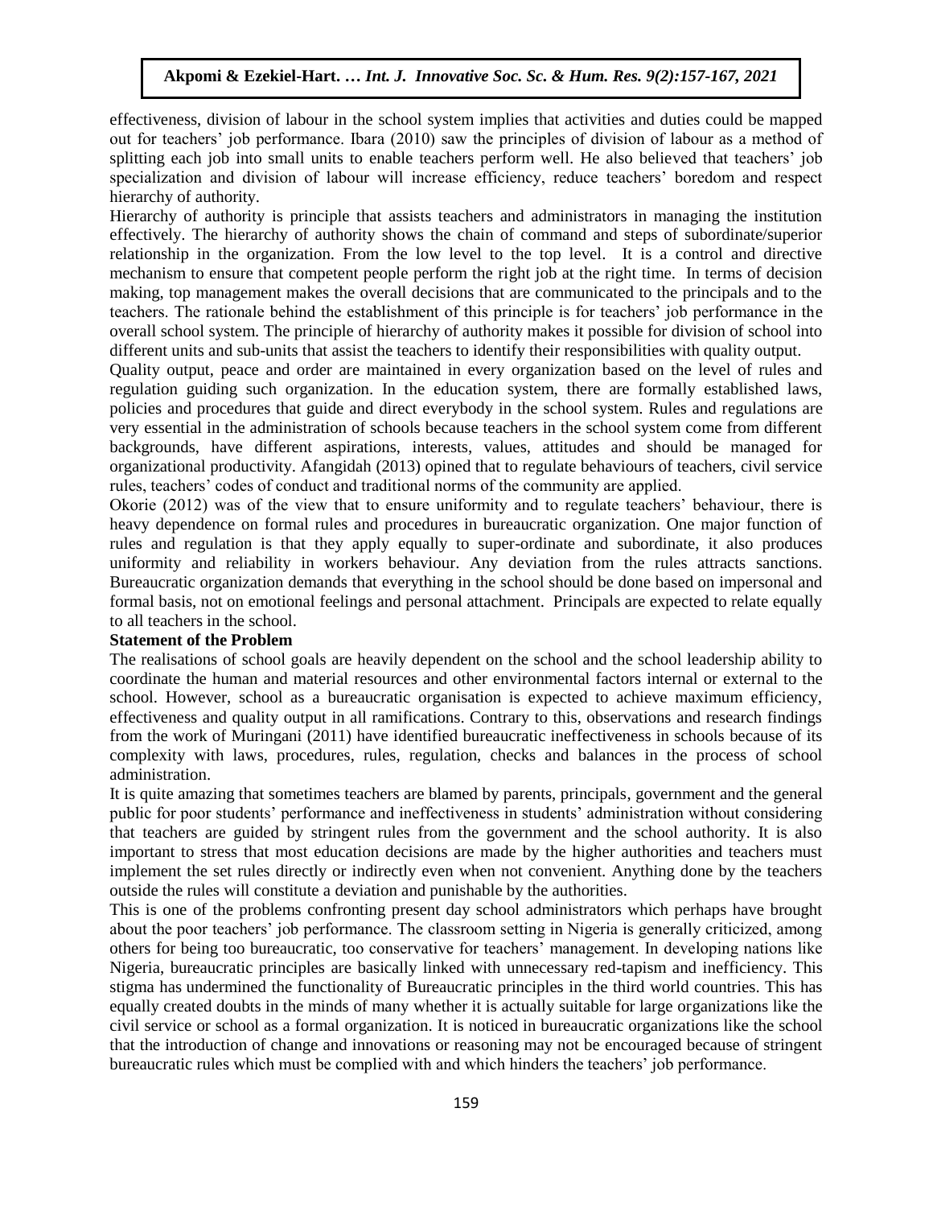effectiveness, division of labour in the school system implies that activities and duties could be mapped out for teachers' job performance. Ibara (2010) saw the principles of division of labour as a method of splitting each job into small units to enable teachers perform well. He also believed that teachers' job specialization and division of labour will increase efficiency, reduce teachers' boredom and respect hierarchy of authority.

Hierarchy of authority is principle that assists teachers and administrators in managing the institution effectively. The hierarchy of authority shows the chain of command and steps of subordinate/superior relationship in the organization. From the low level to the top level. It is a control and directive mechanism to ensure that competent people perform the right job at the right time. In terms of decision making, top management makes the overall decisions that are communicated to the principals and to the teachers. The rationale behind the establishment of this principle is for teachers' job performance in the overall school system. The principle of hierarchy of authority makes it possible for division of school into different units and sub-units that assist the teachers to identify their responsibilities with quality output.

Quality output, peace and order are maintained in every organization based on the level of rules and regulation guiding such organization. In the education system, there are formally established laws, policies and procedures that guide and direct everybody in the school system. Rules and regulations are very essential in the administration of schools because teachers in the school system come from different backgrounds, have different aspirations, interests, values, attitudes and should be managed for organizational productivity. Afangidah (2013) opined that to regulate behaviours of teachers, civil service rules, teachers' codes of conduct and traditional norms of the community are applied.

Okorie (2012) was of the view that to ensure uniformity and to regulate teachers' behaviour, there is heavy dependence on formal rules and procedures in bureaucratic organization. One major function of rules and regulation is that they apply equally to super-ordinate and subordinate, it also produces uniformity and reliability in workers behaviour. Any deviation from the rules attracts sanctions. Bureaucratic organization demands that everything in the school should be done based on impersonal and formal basis, not on emotional feelings and personal attachment. Principals are expected to relate equally to all teachers in the school.

**Statement of the Problem**

The realisations of school goals are heavily dependent on the school and the school leadership ability to coordinate the human and material resources and other environmental factors internal or external to the school. However, school as a bureaucratic organisation is expected to achieve maximum efficiency, effectiveness and quality output in all ramifications. Contrary to this, observations and research findings from the work of Muringani (2011) have identified bureaucratic ineffectiveness in schools because of its complexity with laws, procedures, rules, regulation, checks and balances in the process of school administration.

It is quite amazing that sometimes teachers are blamed by parents, principals, government and the general public for poor students' performance and ineffectiveness in students' administration without considering that teachers are guided by stringent rules from the government and the school authority. It is also important to stress that most education decisions are made by the higher authorities and teachers must implement the set rules directly or indirectly even when not convenient. Anything done by the teachers outside the rules will constitute a deviation and punishable by the authorities.

This is one of the problems confronting present day school administrators which perhaps have brought about the poor teachers' job performance. The classroom setting in Nigeria is generally criticized, among others for being too bureaucratic, too conservative for teachers' management. In developing nations like Nigeria, bureaucratic principles are basically linked with unnecessary red-tapism and inefficiency. This stigma has undermined the functionality of Bureaucratic principles in the third world countries. This has equally created doubts in the minds of many whether it is actually suitable for large organizations like the civil service or school as a formal organization. It is noticed in bureaucratic organizations like the school that the introduction of change and innovations or reasoning may not be encouraged because of stringent bureaucratic rules which must be complied with and which hinders the teachers' job performance.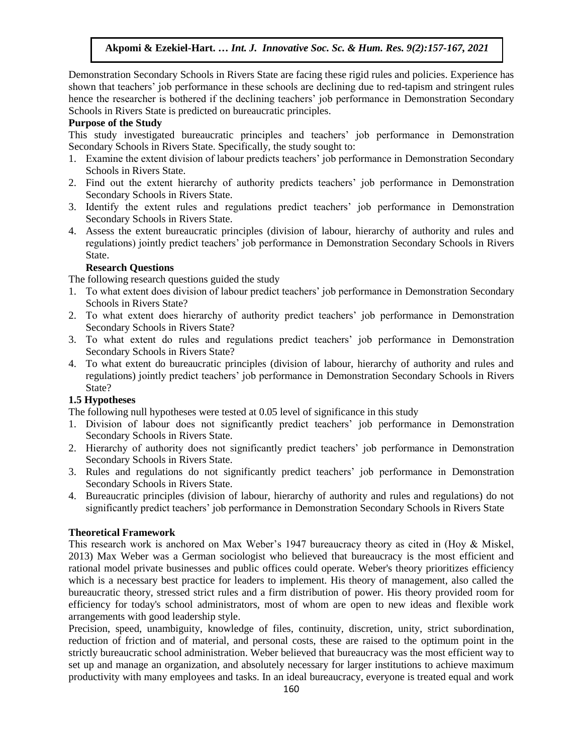Demonstration Secondary Schools in Rivers State are facing these rigid rules and policies. Experience has shown that teachers' job performance in these schools are declining due to red-tapism and stringent rules hence the researcher is bothered if the declining teachers' job performance in Demonstration Secondary Schools in Rivers State is predicted on bureaucratic principles.

### Purpose of the Study

This study investigated bureaucratic principles and teachers' job performance in Demonstration Secondary Schools in Rivers State. Specifically, the study sought to:

1. Examine the extent division of labour predicts teachers' job performance in Demonstration Secondary Schools in Rivers State.
2. Find out the extent hierarchy of authority predicts teachers' job performance in Demonstration Secondary Schools in Rivers State.
3. Identify the extent rules and regulations predict teachers' job performance in Demonstration Secondary Schools in Rivers State.
4. Assess the extent bureaucratic principles (division of labour, hierarchy of authority and rules and regulations) jointly predict teachers' job performance in Demonstration Secondary Schools in Rivers State.

### Research Questions

The following research questions guided the study

1. To what extent does division of labour predict teachers' job performance in Demonstration Secondary Schools in Rivers State?
2. To what extent does hierarchy of authority predict teachers' job performance in Demonstration Secondary Schools in Rivers State?
3. To what extent do rules and regulations predict teachers' job performance in Demonstration Secondary Schools in Rivers State?
4. To what extent do bureaucratic principles (division of labour, hierarchy of authority and rules and regulations) jointly predict teachers' job performance in Demonstration Secondary Schools in Rivers State?

### 1.5 Hypotheses

The following null hypotheses were tested at 0.05 level of significance in this study

1. Division of labour does not significantly predict teachers' job performance in Demonstration Secondary Schools in Rivers State.
2. Hierarchy of authority does not significantly predict teachers' job performance in Demonstration Secondary Schools in Rivers State.
3. Rules and regulations do not significantly predict teachers' job performance in Demonstration Secondary Schools in Rivers State.
4. Bureaucratic principles (division of labour, hierarchy of authority and rules and regulations) do not significantly predict teachers' job performance in Demonstration Secondary Schools in Rivers State

### Theoretical Framework

This research work is anchored on Max Weber's 1947 bureaucracy theory as cited in (Hoy & Miskel, 2013) Max Weber was a German sociologist who believed that bureaucracy is the most efficient and rational model private businesses and public offices could operate. Weber's theory prioritizes efficiency which is a necessary best practice for leaders to implement. His theory of management, also called the bureaucratic theory, stressed strict rules and a firm distribution of power. His theory provided room for efficiency for today's school administrators, most of whom are open to new ideas and flexible work arrangements with good leadership style.

Precision, speed, unambiguity, knowledge of files, continuity, discretion, unity, strict subordination, reduction of friction and of material, and personal costs, these are raised to the optimum point in the strictly bureaucratic school administration. Weber believed that bureaucracy was the most efficient way to set up and manage an organization, and absolutely necessary for larger institutions to achieve maximum productivity with many employees and tasks. In an ideal bureaucracy, everyone is treated equal and work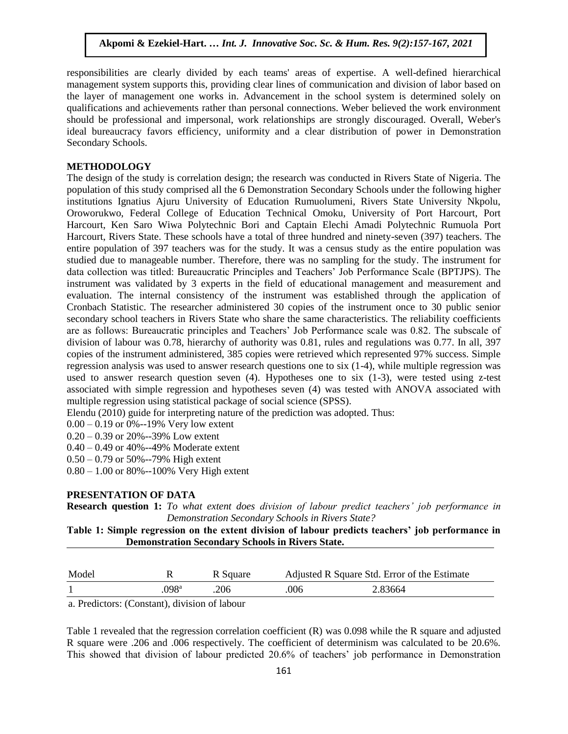responsibilities are clearly divided by each teams' areas of expertise. A well-defined hierarchical management system supports this, providing clear lines of communication and division of labor based on the layer of management one works in. Advancement in the school system is determined solely on qualifications and achievements rather than personal connections. Weber believed the work environment should be professional and impersonal, work relationships are strongly discouraged. Overall, Weber's ideal bureaucracy favors efficiency, uniformity and a clear distribution of power in Demonstration Secondary Schools.

## METHODOLOGY

The design of the study is correlation design; the research was conducted in Rivers State of Nigeria. The population of this study comprised all the 6 Demonstration Secondary Schools under the following higher institutions Ignatius Ajuru University of Education Rumuolumeni, Rivers State University Nkpolu, Oroworukwo, Federal College of Education Technical Omoku, University of Port Harcourt, Port Harcourt, Ken Saro Wiwa Polytechnic Bori and Captain Elechi Amadi Polytechnic Rumuola Port Harcourt, Rivers State. These schools have a total of three hundred and ninety-seven (397) teachers. The entire population of 397 teachers was for the study. It was a census study as the entire population was studied due to manageable number. Therefore, there was no sampling for the study. The instrument for data collection was titled: Bureaucratic Principles and Teachers' Job Performance Scale (BPTJPS). The instrument was validated by 3 experts in the field of educational management and measurement and evaluation. The internal consistency of the instrument was established through the application of Cronbach Statistic. The researcher administered 30 copies of the instrument once to 30 public senior secondary school teachers in Rivers State who share the same characteristics. The reliability coefficients are as follows: Bureaucratic principles and Teachers' Job Performance scale was 0.82. The subscale of division of labour was 0.78, hierarchy of authority was 0.81, rules and regulations was 0.77. In all, 397 copies of the instrument administered, 385 copies were retrieved which represented 97% success. Simple regression analysis was used to answer research questions one to six (1-4), while multiple regression was used to answer research question seven (4). Hypotheses one to six (1-3), were tested using z-test associated with simple regression and hypotheses seven (4) was tested with ANOVA associated with multiple regression using statistical package of social science (SPSS).

Elendu (2010) guide for interpreting nature of the prediction was adopted. Thus:

0.00 – 0.19 or 0%--19% Very low extent
0.20 – 0.39 or 20%--39% Low extent
0.40 – 0.49 or 40%--49% Moderate extent
0.50 – 0.79 or 50%--79% High extent
0.80 – 1.00 or 80%--100% Very High extent

## PRESENTATION OF DATA

**Research question 1:** *To what extent does division of labour predict teachers' job performance in Demonstration Secondary Schools in Rivers State?*

**Table 1: Simple regression on the extent division of labour predicts teachers' job performance in Demonstration Secondary Schools in Rivers State.**

| Model | R | R Square | Adjusted R Square | Std. Error of the Estimate |
|---|---|---|---|---|
| 1 | .098[a] | .206 | .006 | 2.83664 |

a. Predictors: (Constant), division of labour

Table 1 revealed that the regression correlation coefficient (R) was 0.098 while the R square and adjusted R square were .206 and .006 respectively. The coefficient of determinism was calculated to be 20.6%. This showed that division of labour predicted 20.6% of teachers' job performance in Demonstration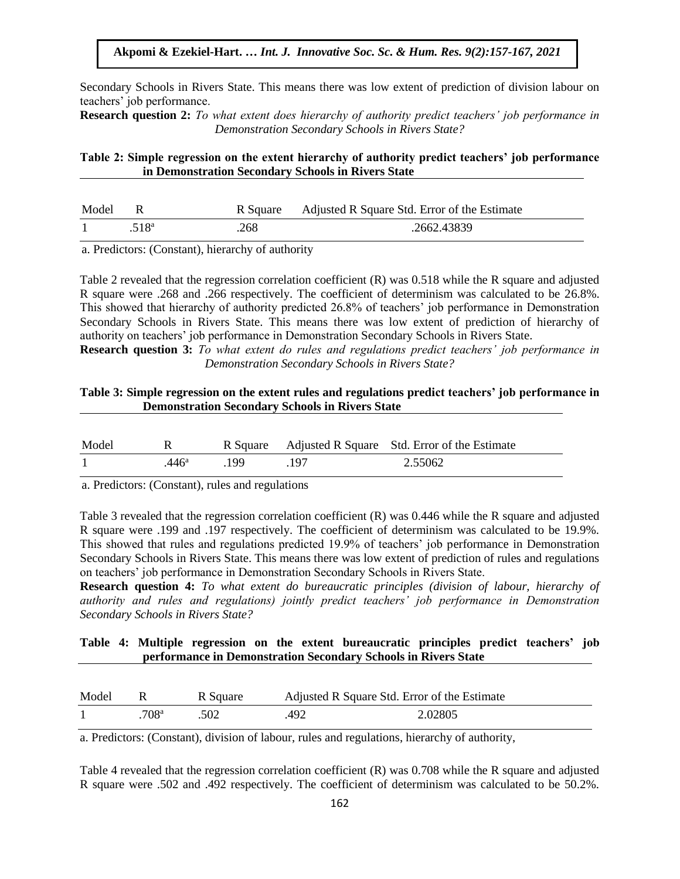Secondary Schools in Rivers State. This means there was low extent of prediction of division labour on teachers' job performance.

**Research question 2:** *To what extent does hierarchy of authority predict teachers' job performance in Demonstration Secondary Schools in Rivers State?*

**Table 2: Simple regression on the extent hierarchy of authority predict teachers' job performance in Demonstration Secondary Schools in Rivers State**

| Model | R | R Square | Adjusted R Square Std. Error of the Estimate |
|---|---|---|---|
| 1 | .518[a] | .268 | .2662.43839 |

a. Predictors: (Constant), hierarchy of authority

Table 2 revealed that the regression correlation coefficient (R) was 0.518 while the R square and adjusted R square were .268 and .266 respectively. The coefficient of determinism was calculated to be 26.8%. This showed that hierarchy of authority predicted 26.8% of teachers' job performance in Demonstration Secondary Schools in Rivers State. This means there was low extent of prediction of hierarchy of authority on teachers' job performance in Demonstration Secondary Schools in Rivers State.

**Research question 3:** *To what extent do rules and regulations predict teachers' job performance in Demonstration Secondary Schools in Rivers State?*

**Table 3: Simple regression on the extent rules and regulations predict teachers' job performance in Demonstration Secondary Schools in Rivers State**

| Model | R | R Square | Adjusted R Square | Std. Error of the Estimate |
|---|---|---|---|---|
| 1 | .446[a] | .199 | .197 | 2.55062 |

a. Predictors: (Constant), rules and regulations

Table 3 revealed that the regression correlation coefficient (R) was 0.446 while the R square and adjusted R square were .199 and .197 respectively. The coefficient of determinism was calculated to be 19.9%. This showed that rules and regulations predicted 19.9% of teachers' job performance in Demonstration Secondary Schools in Rivers State. This means there was low extent of prediction of rules and regulations on teachers' job performance in Demonstration Secondary Schools in Rivers State.

**Research question 4:** *To what extent do bureaucratic principles (division of labour, hierarchy of authority and rules and regulations) jointly predict teachers' job performance in Demonstration Secondary Schools in Rivers State?*

**Table 4: Multiple regression on the extent bureaucratic principles predict teachers' job performance in Demonstration Secondary Schools in Rivers State**

| Model | R | R Square | Adjusted R Square | Std. Error of the Estimate |
|---|---|---|---|---|
| 1 | .708[a] | .502 | .492 | 2.02805 |

a. Predictors: (Constant), division of labour, rules and regulations, hierarchy of authority,

Table 4 revealed that the regression correlation coefficient (R) was 0.708 while the R square and adjusted R square were .502 and .492 respectively. The coefficient of determinism was calculated to be 50.2%.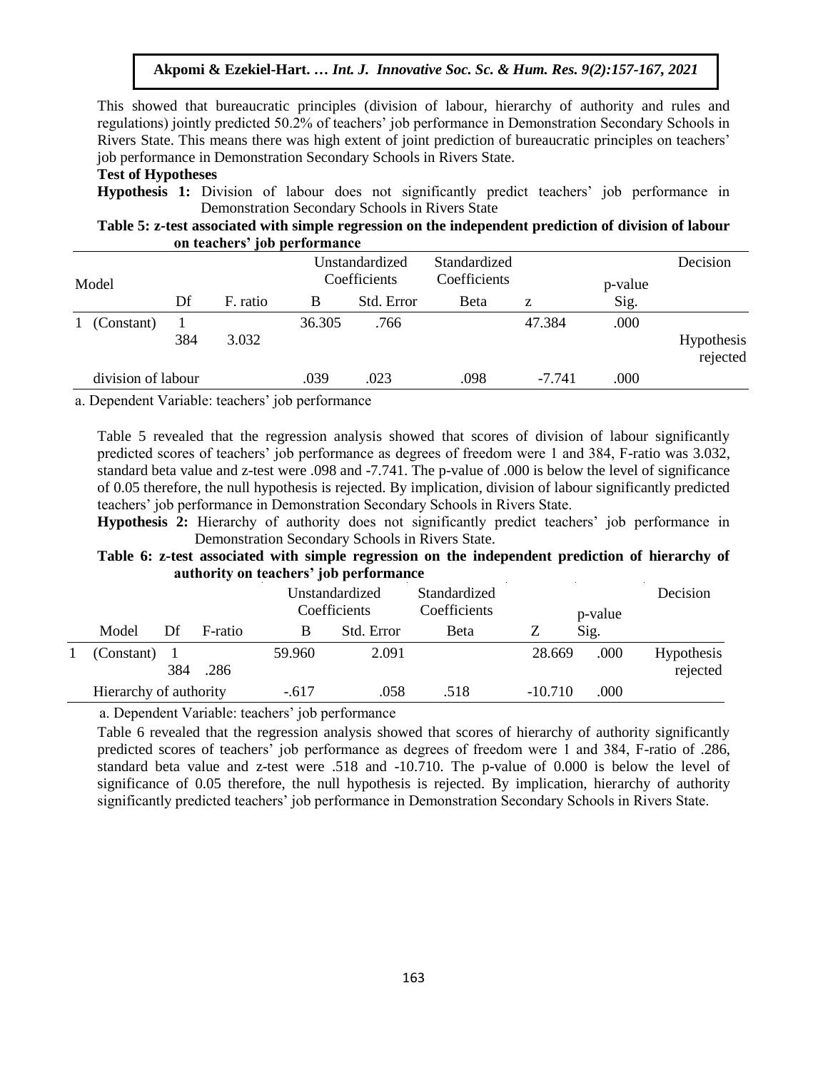This showed that bureaucratic principles (division of labour, hierarchy of authority and rules and regulations) jointly predicted 50.2% of teachers' job performance in Demonstration Secondary Schools in Rivers State. This means there was high extent of joint prediction of bureaucratic principles on teachers' job performance in Demonstration Secondary Schools in Rivers State.

**Test of Hypotheses**

**Hypothesis 1:** Division of labour does not significantly predict teachers' job performance in Demonstration Secondary Schools in Rivers State

**Table 5: z-test associated with simple regression on the independent prediction of division of labour on teachers' job performance**

| Model | Df | F. ratio | Unstandardized Coefficients | | Standardized Coefficients | | p-value | Decision |
|---|---|---|---|---|---|---|---|---|
| | | | B | Std. Error | Beta | z | Sig. | |
| 1 (Constant) | 1 | | 36.305 | .766 | | 47.384 | .000 | |
| | 384 | 3.032 | | | | | | Hypothesis rejected |
| division of labour | | | .039 | .023 | .098 | -7.741 | .000 | |

a. Dependent Variable: teachers' job performance

Table 5 revealed that the regression analysis showed that scores of division of labour significantly predicted scores of teachers' job performance as degrees of freedom were 1 and 384, F-ratio was 3.032, standard beta value and z-test were .098 and -7.741. The p-value of .000 is below the level of significance of 0.05 therefore, the null hypothesis is rejected. By implication, division of labour significantly predicted teachers' job performance in Demonstration Secondary Schools in Rivers State.

**Hypothesis 2:** Hierarchy of authority does not significantly predict teachers' job performance in Demonstration Secondary Schools in Rivers State.

**Table 6: z-test associated with simple regression on the independent prediction of hierarchy of authority on teachers' job performance**

| Model | Df | F-ratio | Unstandardized Coefficients | | Standardized Coefficients | | p-value | Decision |
|---|---|---|---|---|---|---|---|---|
| | | | B | Std. Error | Beta | Z | Sig. | |
| 1 (Constant) | 1 | | 59.960 | 2.091 | | 28.669 | .000 | Hypothesis rejected |
| | 384 | .286 | | | | | | |
| Hierarchy of authority | | | -.617 | .058 | .518 | -10.710 | .000 | |

a. Dependent Variable: teachers' job performance

Table 6 revealed that the regression analysis showed that scores of hierarchy of authority significantly predicted scores of teachers' job performance as degrees of freedom were 1 and 384, F-ratio of .286, standard beta value and z-test were .518 and -10.710. The p-value of 0.000 is below the level of significance of 0.05 therefore, the null hypothesis is rejected. By implication, hierarchy of authority significantly predicted teachers' job performance in Demonstration Secondary Schools in Rivers State.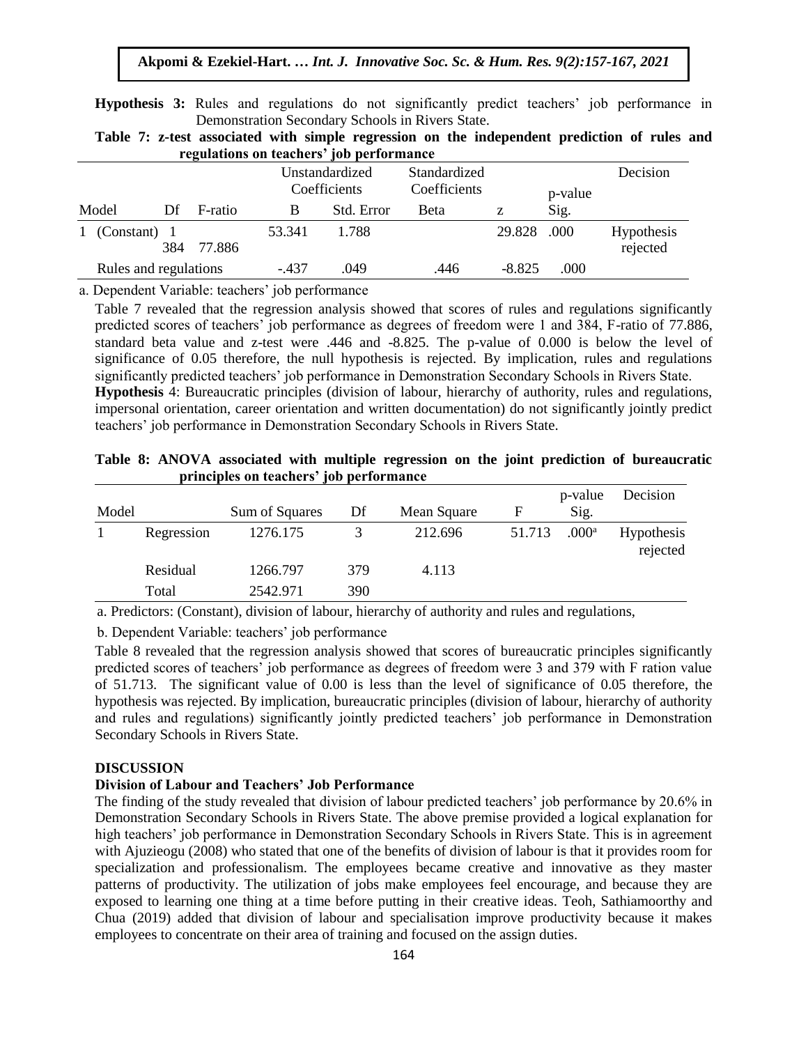**Hypothesis 3:** Rules and regulations do not significantly predict teachers' job performance in Demonstration Secondary Schools in Rivers State.

**Table 7: z-test associated with simple regression on the independent prediction of rules and regulations on teachers' job performance**

| Model | Df | F-ratio | Unstandardized Coefficients | | Standardized Coefficients | | p-value | Decision |
|---|---|---|---|---|---|---|---|---|
| | | | B | Std. Error | Beta | z | Sig. | |
| 1 (Constant) | 1 384 | 77.886 | 53.341 | 1.788 | | 29.828 | .000 | Hypothesis rejected |
| Rules and regulations | | | -.437 | .049 | .446 | -8.825 | .000 | |

a. Dependent Variable: teachers' job performance

Table 7 revealed that the regression analysis showed that scores of rules and regulations significantly predicted scores of teachers' job performance as degrees of freedom were 1 and 384, F-ratio of 77.886, standard beta value and z-test were .446 and -8.825. The p-value of 0.000 is below the level of significance of 0.05 therefore, the null hypothesis is rejected. By implication, rules and regulations significantly predicted teachers' job performance in Demonstration Secondary Schools in Rivers State.

**Hypothesis** 4: Bureaucratic principles (division of labour, hierarchy of authority, rules and regulations, impersonal orientation, career orientation and written documentation) do not significantly jointly predict teachers' job performance in Demonstration Secondary Schools in Rivers State.

**Table 8: ANOVA associated with multiple regression on the joint prediction of bureaucratic principles on teachers' job performance**

| Model | | Sum of Squares | Df | Mean Square | F | p-value Sig. | Decision |
|---|---|---|---|---|---|---|---|
| 1 | Regression | 1276.175 | 3 | 212.696 | 51.713 | .000[a] | Hypothesis rejected |
| | Residual | 1266.797 | 379 | 4.113 | | | |
| | Total | 2542.971 | 390 | | | | |

a. Predictors: (Constant), division of labour, hierarchy of authority and rules and regulations,

b. Dependent Variable: teachers' job performance

Table 8 revealed that the regression analysis showed that scores of bureaucratic principles significantly predicted scores of teachers' job performance as degrees of freedom were 3 and 379 with F ration value of 51.713. The significant value of 0.00 is less than the level of significance of 0.05 therefore, the hypothesis was rejected. By implication, bureaucratic principles (division of labour, hierarchy of authority and rules and regulations) significantly jointly predicted teachers' job performance in Demonstration Secondary Schools in Rivers State.

## DISCUSSION

### Division of Labour and Teachers' Job Performance

The finding of the study revealed that division of labour predicted teachers' job performance by 20.6% in Demonstration Secondary Schools in Rivers State. The above premise provided a logical explanation for high teachers' job performance in Demonstration Secondary Schools in Rivers State. This is in agreement with Ajuzieogu (2008) who stated that one of the benefits of division of labour is that it provides room for specialization and professionalism. The employees became creative and innovative as they master patterns of productivity. The utilization of jobs make employees feel encourage, and because they are exposed to learning one thing at a time before putting in their creative ideas. Teoh, Sathiamoorthy and Chua (2019) added that division of labour and specialisation improve productivity because it makes employees to concentrate on their area of training and focused on the assign duties.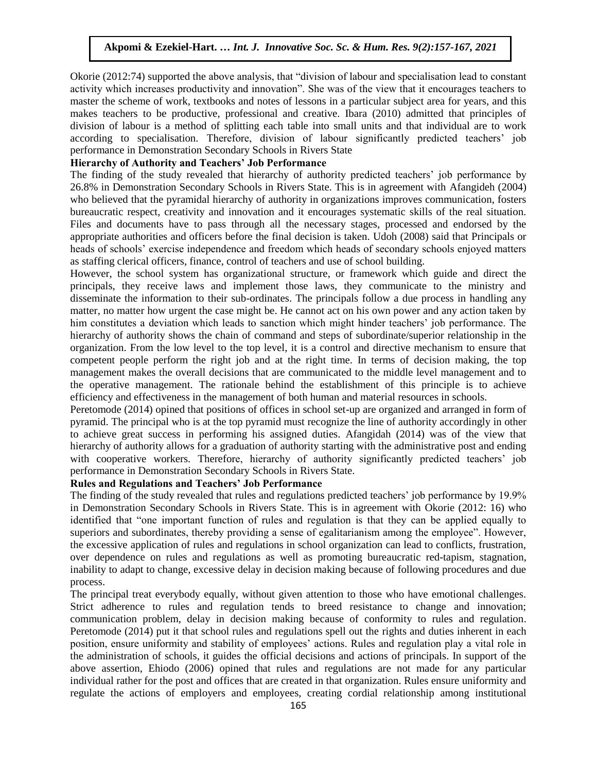Okorie (2012:74) supported the above analysis, that "division of labour and specialisation lead to constant activity which increases productivity and innovation". She was of the view that it encourages teachers to master the scheme of work, textbooks and notes of lessons in a particular subject area for years, and this makes teachers to be productive, professional and creative. Ibara (2010) admitted that principles of division of labour is a method of splitting each table into small units and that individual are to work according to specialisation. Therefore, division of labour significantly predicted teachers' job performance in Demonstration Secondary Schools in Rivers State

**Hierarchy of Authority and Teachers' Job Performance**

The finding of the study revealed that hierarchy of authority predicted teachers' job performance by 26.8% in Demonstration Secondary Schools in Rivers State. This is in agreement with Afangideh (2004) who believed that the pyramidal hierarchy of authority in organizations improves communication, fosters bureaucratic respect, creativity and innovation and it encourages systematic skills of the real situation. Files and documents have to pass through all the necessary stages, processed and endorsed by the appropriate authorities and officers before the final decision is taken. Udoh (2008) said that Principals or heads of schools' exercise independence and freedom which heads of secondary schools enjoyed matters as staffing clerical officers, finance, control of teachers and use of school building.

However, the school system has organizational structure, or framework which guide and direct the principals, they receive laws and implement those laws, they communicate to the ministry and disseminate the information to their sub-ordinates. The principals follow a due process in handling any matter, no matter how urgent the case might be. He cannot act on his own power and any action taken by him constitutes a deviation which leads to sanction which might hinder teachers' job performance. The hierarchy of authority shows the chain of command and steps of subordinate/superior relationship in the organization. From the low level to the top level, it is a control and directive mechanism to ensure that competent people perform the right job and at the right time. In terms of decision making, the top management makes the overall decisions that are communicated to the middle level management and to the operative management. The rationale behind the establishment of this principle is to achieve efficiency and effectiveness in the management of both human and material resources in schools.

Peretomode (2014) opined that positions of offices in school set-up are organized and arranged in form of pyramid. The principal who is at the top pyramid must recognize the line of authority accordingly in other to achieve great success in performing his assigned duties. Afangidah (2014) was of the view that hierarchy of authority allows for a graduation of authority starting with the administrative post and ending with cooperative workers. Therefore, hierarchy of authority significantly predicted teachers' job performance in Demonstration Secondary Schools in Rivers State.

**Rules and Regulations and Teachers' Job Performance**

The finding of the study revealed that rules and regulations predicted teachers' job performance by 19.9% in Demonstration Secondary Schools in Rivers State. This is in agreement with Okorie (2012: 16) who identified that "one important function of rules and regulation is that they can be applied equally to superiors and subordinates, thereby providing a sense of egalitarianism among the employee". However, the excessive application of rules and regulations in school organization can lead to conflicts, frustration, over dependence on rules and regulations as well as promoting bureaucratic red-tapism, stagnation, inability to adapt to change, excessive delay in decision making because of following procedures and due process.

The principal treat everybody equally, without given attention to those who have emotional challenges. Strict adherence to rules and regulation tends to breed resistance to change and innovation; communication problem, delay in decision making because of conformity to rules and regulation. Peretomode (2014) put it that school rules and regulations spell out the rights and duties inherent in each position, ensure uniformity and stability of employees' actions. Rules and regulation play a vital role in the administration of schools, it guides the official decisions and actions of principals. In support of the above assertion, Ehiodo (2006) opined that rules and regulations are not made for any particular individual rather for the post and offices that are created in that organization. Rules ensure uniformity and regulate the actions of employers and employees, creating cordial relationship among institutional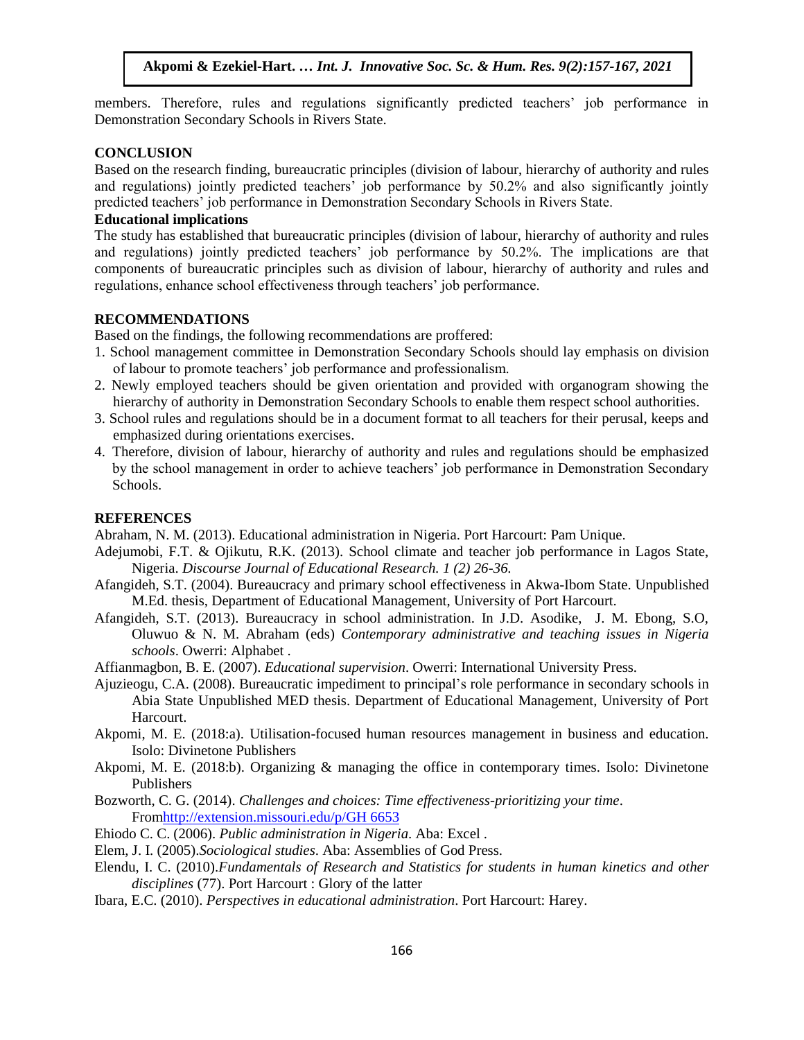members. Therefore, rules and regulations significantly predicted teachers' job performance in Demonstration Secondary Schools in Rivers State.

## CONCLUSION

Based on the research finding, bureaucratic principles (division of labour, hierarchy of authority and rules and regulations) jointly predicted teachers' job performance by 50.2% and also significantly jointly predicted teachers' job performance in Demonstration Secondary Schools in Rivers State.

### Educational implications

The study has established that bureaucratic principles (division of labour, hierarchy of authority and rules and regulations) jointly predicted teachers' job performance by 50.2%. The implications are that components of bureaucratic principles such as division of labour, hierarchy of authority and rules and regulations, enhance school effectiveness through teachers' job performance.

## RECOMMENDATIONS

Based on the findings, the following recommendations are proffered:

1. School management committee in Demonstration Secondary Schools should lay emphasis on division of labour to promote teachers' job performance and professionalism.
2. Newly employed teachers should be given orientation and provided with organogram showing the hierarchy of authority in Demonstration Secondary Schools to enable them respect school authorities.
3. School rules and regulations should be in a document format to all teachers for their perusal, keeps and emphasized during orientations exercises.
4. Therefore, division of labour, hierarchy of authority and rules and regulations should be emphasized by the school management in order to achieve teachers' job performance in Demonstration Secondary Schools.

## REFERENCES

Abraham, N. M. (2013). Educational administration in Nigeria. Port Harcourt: Pam Unique.

Adejumobi, F.T. & Ojikutu, R.K. (2013). School climate and teacher job performance in Lagos State, Nigeria. *Discourse Journal of Educational Research. 1 (2) 26-36.*

Afangideh, S.T. (2004). Bureaucracy and primary school effectiveness in Akwa-Ibom State. Unpublished M.Ed. thesis, Department of Educational Management, University of Port Harcourt.

Afangideh, S.T. (2013). Bureaucracy in school administration. In J.D. Asodike, J. M. Ebong, S.O, Oluwuo & N. M. Abraham (eds) *Contemporary administrative and teaching issues in Nigeria schools*. Owerri: Alphabet .

Affianmagbon, B. E. (2007). *Educational supervision*. Owerri: International University Press.

Ajuzieogu, C.A. (2008). Bureaucratic impediment to principal's role performance in secondary schools in Abia State Unpublished MED thesis. Department of Educational Management, University of Port Harcourt.

Akpomi, M. E. (2018:a). Utilisation-focused human resources management in business and education. Isolo: Divinetone Publishers

Akpomi, M. E. (2018:b). Organizing & managing the office in contemporary times. Isolo: Divinetone Publishers

Bozworth, C. G. (2014). *Challenges and choices: Time effectiveness-prioritizing your time*. Fromhttp://extension.missouri.edu/p/GH 6653

Ehiodo C. C. (2006). *Public administration in Nigeria*. Aba: Excel .

Elem, J. I. (2005).*Sociological studies*. Aba: Assemblies of God Press.

Elendu, I. C. (2010).*Fundamentals of Research and Statistics for students in human kinetics and other disciplines* (77). Port Harcourt : Glory of the latter

Ibara, E.C. (2010). *Perspectives in educational administration*. Port Harcourt: Harey.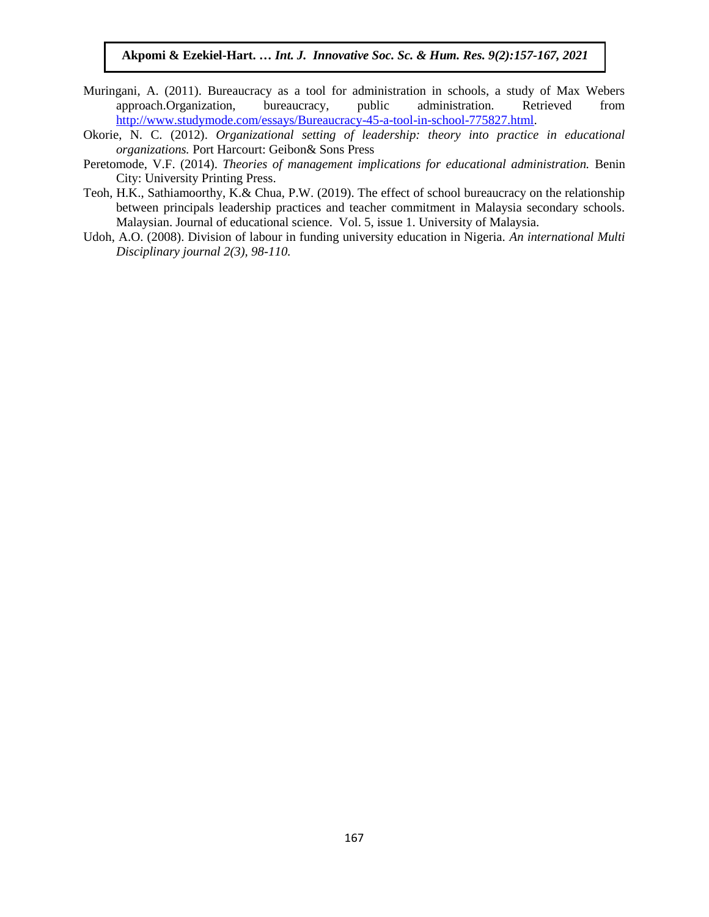Muringani, A. (2011). Bureaucracy as a tool for administration in schools, a study of Max Webers approach.Organization, bureaucracy, public administration. Retrieved from http://www.studymode.com/essays/Bureaucracy-45-a-tool-in-school-775827.html.

Okorie, N. C. (2012). *Organizational setting of leadership: theory into practice in educational organizations.* Port Harcourt: Geibon& Sons Press

Peretomode, V.F. (2014). *Theories of management implications for educational administration.* Benin City: University Printing Press.

Teoh, H.K., Sathiamoorthy, K.& Chua, P.W. (2019). The effect of school bureaucracy on the relationship between principals leadership practices and teacher commitment in Malaysia secondary schools. Malaysian. Journal of educational science. Vol. 5, issue 1. University of Malaysia.

Udoh, A.O. (2008). Division of labour in funding university education in Nigeria. *An international Multi Disciplinary journal 2(3), 98-110.*